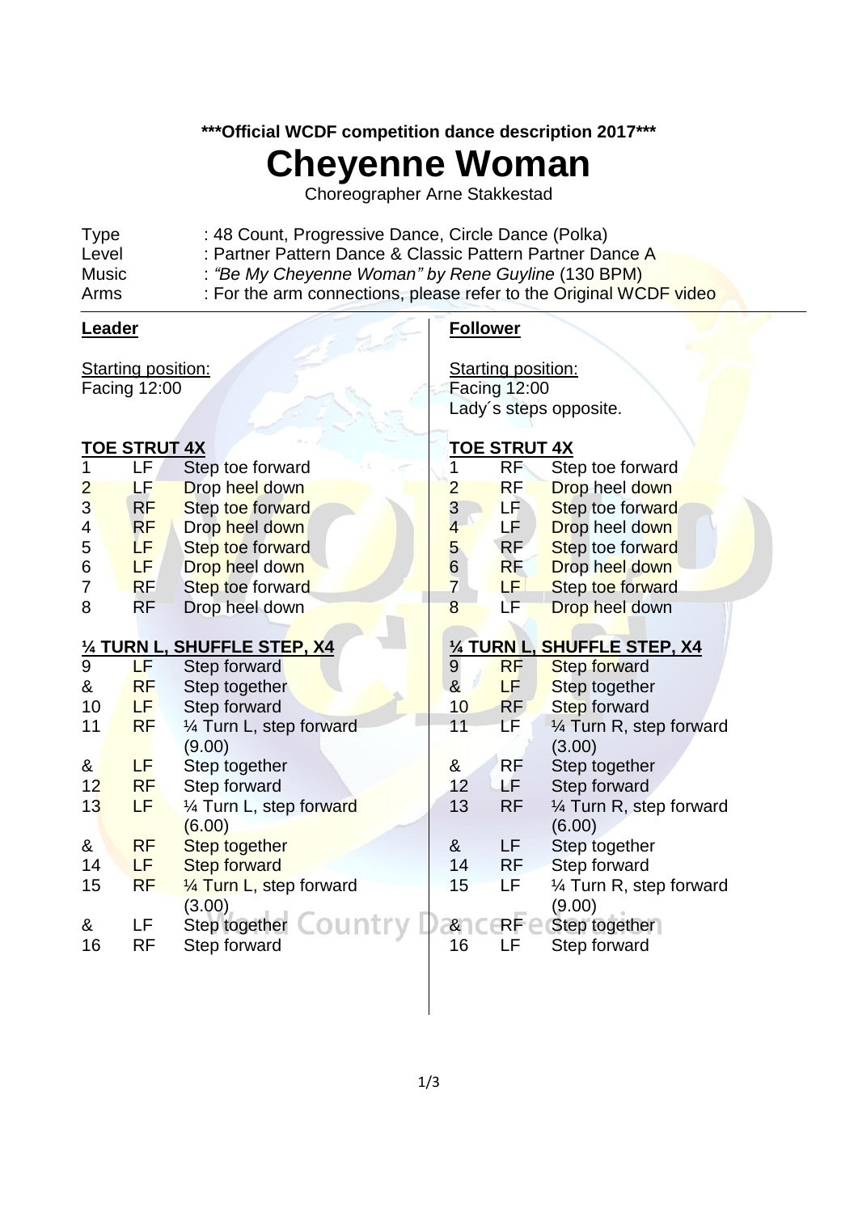**\*\*\*Official WCDF competition dance description 2017\*\*\***

# Cheyenne Woman

Choreographer Arne Stakkestad

| | |
|---|---|
| Type | : 48 Count, Progressive Dance, Circle Dance (Polka) |
| Level | : Partner Pattern Dance & Classic Pattern Partner Dance A |
| Music | : *"Be My Cheyenne Woman" by Rene Guyline* (130 BPM) |
| Arms | : For the arm connections, please refer to the Original WCDF video |

## Leader

Starting position:
Facing 12:00

### TOE STRUT 4X

| | | |
|---|---|---|
| 1 | LF | Step toe forward |
| 2 | LF | Drop heel down |
| 3 | RF | Step toe forward |
| 4 | RF | Drop heel down |
| 5 | LF | Step toe forward |
| 6 | LF | Drop heel down |
| 7 | RF | Step toe forward |
| 8 | RF | Drop heel down |

### ¼ TURN L, SHUFFLE STEP, X4

| | | |
|---|---|---|
| 9 | LF | Step forward |
| & | RF | Step together |
| 10 | LF | Step forward |
| 11 | RF | ¼ Turn L, step forward (9.00) |
| & | LF | Step together |
| 12 | RF | Step forward |
| 13 | LF | ¼ Turn L, step forward (6.00) |
| & | RF | Step together |
| 14 | LF | Step forward |
| 15 | RF | ¼ Turn L, step forward (3.00) |
| & | LF | Step together |
| 16 | RF | Step forward |

## Follower

Starting position:
Facing 12:00
Lady´s steps opposite.

### TOE STRUT 4X

| | | |
|---|---|---|
| 1 | RF | Step toe forward |
| 2 | RF | Drop heel down |
| 3 | LF | Step toe forward |
| 4 | LF | Drop heel down |
| 5 | RF | Step toe forward |
| 6 | RF | Drop heel down |
| 7 | LF | Step toe forward |
| 8 | LF | Drop heel down |

### ¼ TURN L, SHUFFLE STEP, X4

| | | |
|---|---|---|
| 9 | RF | Step forward |
| & | LF | Step together |
| 10 | RF | Step forward |
| 11 | LF | ¼ Turn R, step forward (3.00) |
| & | RF | Step together |
| 12 | LF | Step forward |
| 13 | RF | ¼ Turn R, step forward (6.00) |
| & | LF | Step together |
| 14 | RF | Step forward |
| 15 | LF | ¼ Turn R, step forward (9.00) |
| & | RF | Step together |
| 16 | LF | Step forward |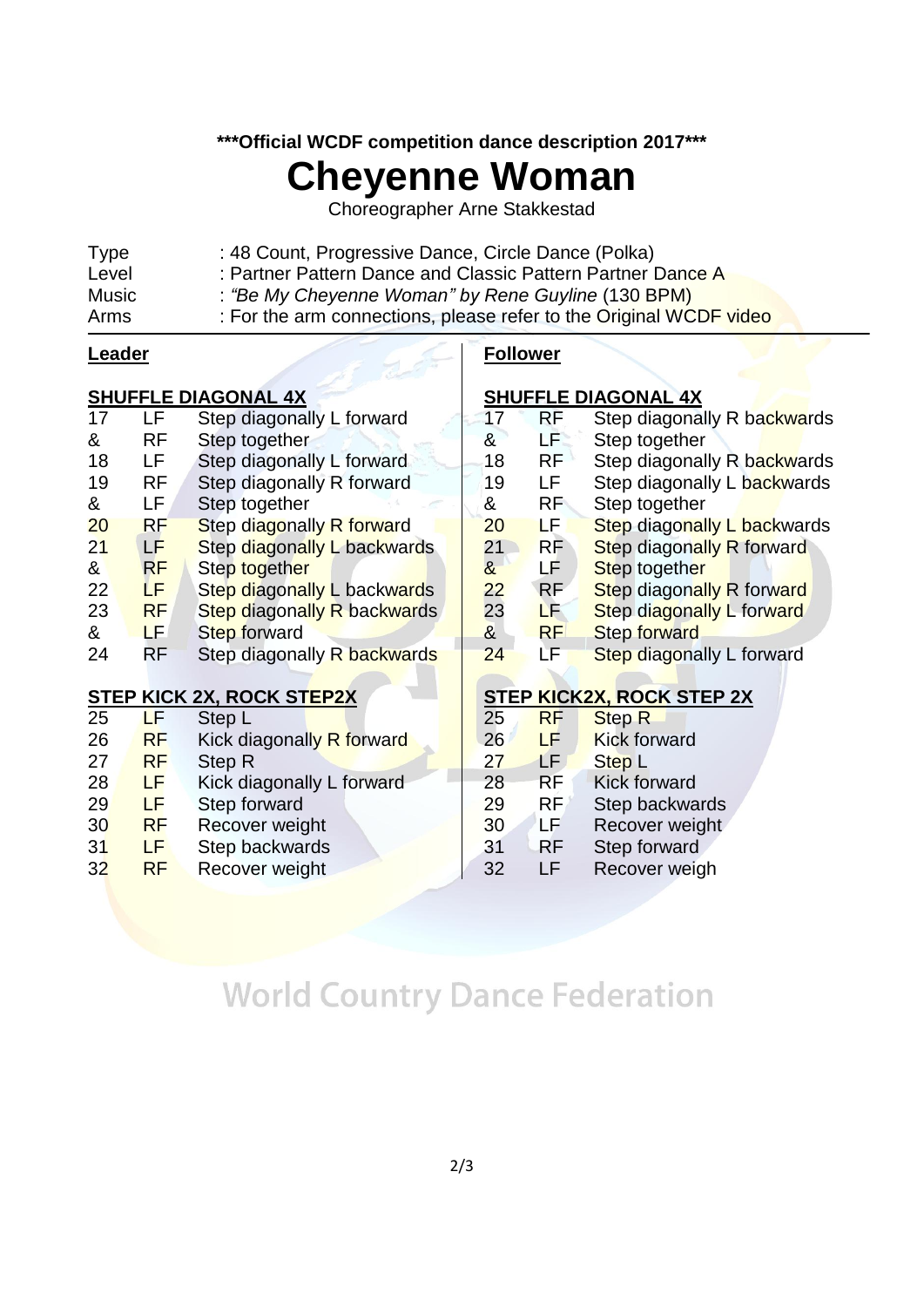***Official WCDF competition dance description 2017***

# Cheyenne Woman

Choreographer Arne Stakkestad

| | |
|---|---|
| Type | : 48 Count, Progressive Dance, Circle Dance (Polka) |
| Level | : Partner Pattern Dance and Classic Pattern Partner Dance A |
| Music | : *"Be My Cheyenne Woman" by Rene Guyline* (130 BPM) |
| Arms | : For the arm connections, please refer to the Original WCDF video |

## Leader

### SHUFFLE DIAGONAL 4X

| | | |
|---|---|---|
| 17 | LF | Step diagonally L forward |
| & | RF | Step together |
| 18 | LF | Step diagonally L forward |
| 19 | RF | Step diagonally R forward |
| & | LF | Step together |
| 20 | RF | Step diagonally R forward |
| 21 | LF | Step diagonally L backwards |
| & | RF | Step together |
| 22 | LF | Step diagonally L backwards |
| 23 | RF | Step diagonally R backwards |
| & | LF | Step forward |
| 24 | RF | Step diagonally R backwards |

### STEP KICK 2X, ROCK STEP2X

| | | |
|---|---|---|
| 25 | LF | Step L |
| 26 | RF | Kick diagonally R forward |
| 27 | RF | Step R |
| 28 | LF | Kick diagonally L forward |
| 29 | LF | Step forward |
| 30 | RF | Recover weight |
| 31 | LF | Step backwards |
| 32 | RF | Recover weight |

## Follower

### SHUFFLE DIAGONAL 4X

| | | |
|---|---|---|
| 17 | RF | Step diagonally R backwards |
| & | LF | Step together |
| 18 | RF | Step diagonally R backwards |
| 19 | LF | Step diagonally L backwards |
| & | RF | Step together |
| 20 | LF | Step diagonally L backwards |
| 21 | RF | Step diagonally R forward |
| & | LF | Step together |
| 22 | RF | Step diagonally R forward |
| 23 | LF | Step diagonally L forward |
| & | RF | Step forward |
| 24 | LF | Step diagonally L forward |

### STEP KICK2X, ROCK STEP 2X

| | | |
|---|---|---|
| 25 | RF | Step R |
| 26 | LF | Kick forward |
| 27 | LF | Step L |
| 28 | RF | Kick forward |
| 29 | RF | Step backwards |
| 30 | LF | Recover weight |
| 31 | RF | Step forward |
| 32 | LF | Recover weigh |

World Country Dance Federation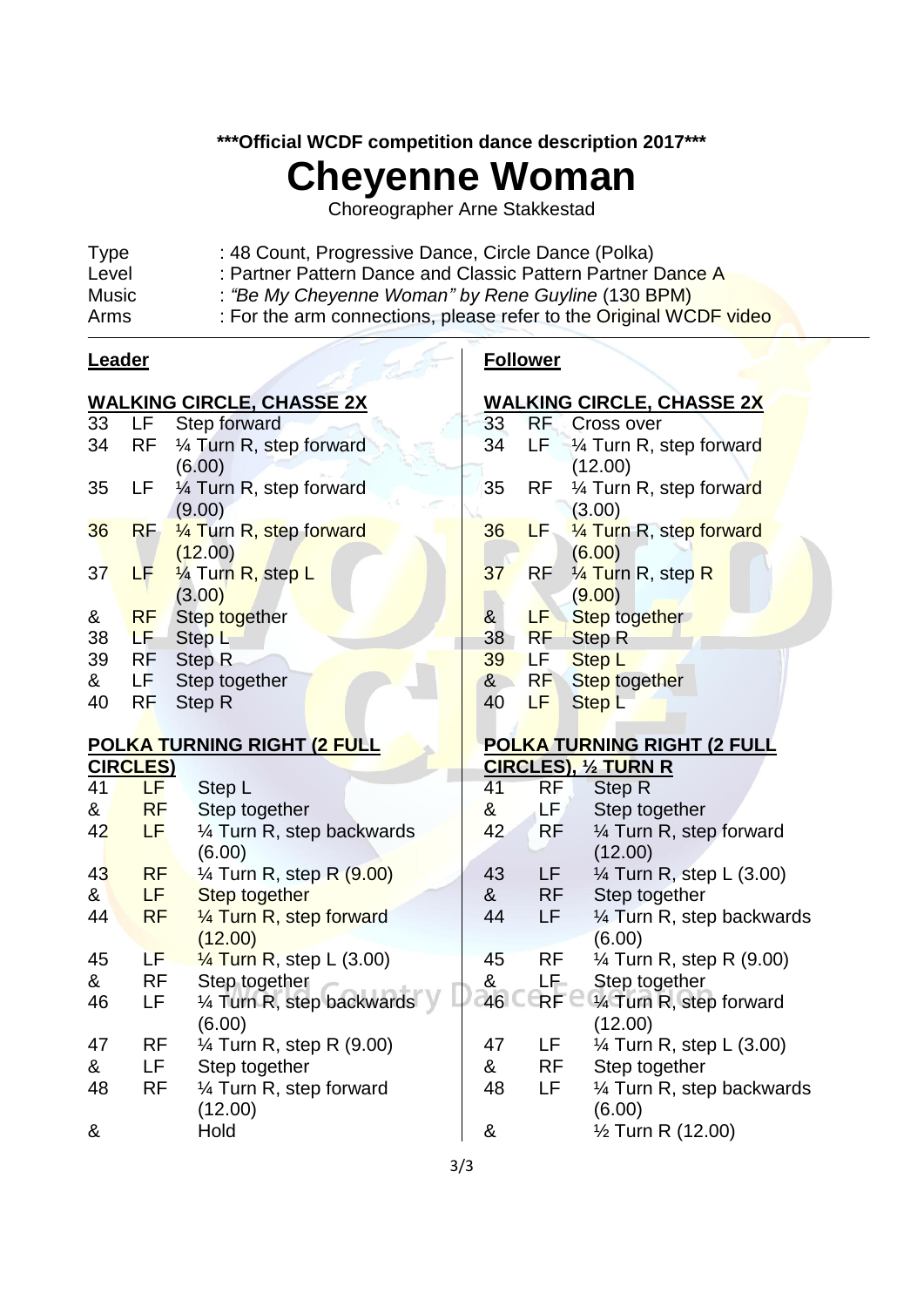***Official WCDF competition dance description 2017***

# Cheyenne Woman

Choreographer Arne Stakkestad

| | |
|---|---|
| Type | : 48 Count, Progressive Dance, Circle Dance (Polka) |
| Level | : Partner Pattern Dance and Classic Pattern Partner Dance A |
| Music | : *"Be My Cheyenne Woman" by Rene Guyline* (130 BPM) |
| Arms | : For the arm connections, please refer to the Original WCDF video |

## Leader

### WALKING CIRCLE, CHASSE 2X

| | | |
|---|---|---|
| 33 | LF | Step forward |
| 34 | RF | ¼ Turn R, step forward (6.00) |
| 35 | LF | ¼ Turn R, step forward (9.00) |
| 36 | RF | ¼ Turn R, step forward (12.00) |
| 37 | LF | ¼ Turn R, step L (3.00) |
| & | RF | Step together |
| 38 | LF | Step L |
| 39 | RF | Step R |
| & | LF | Step together |
| 40 | RF | Step R |

### POLKA TURNING RIGHT (2 FULL CIRCLES)

| | | |
|---|---|---|
| 41 | LF | Step L |
| & | RF | Step together |
| 42 | LF | ¼ Turn R, step backwards (6.00) |
| 43 | RF | ¼ Turn R, step R (9.00) |
| & | LF | Step together |
| 44 | RF | ¼ Turn R, step forward (12.00) |
| 45 | LF | ¼ Turn R, step L (3.00) |
| & | RF | Step together |
| 46 | LF | ¼ Turn R, step backwards (6.00) |
| 47 | RF | ¼ Turn R, step R (9.00) |
| & | LF | Step together |
| 48 | RF | ¼ Turn R, step forward (12.00) |
| & | | Hold |

## Follower

### WALKING CIRCLE, CHASSE 2X

| | | |
|---|---|---|
| 33 | RF | Cross over |
| 34 | LF | ¼ Turn R, step forward (12.00) |
| 35 | RF | ¼ Turn R, step forward (3.00) |
| 36 | LF | ¼ Turn R, step forward (6.00) |
| 37 | RF | ¼ Turn R, step R (9.00) |
| & | LF | Step together |
| 38 | RF | Step R |
| 39 | LF | Step L |
| & | RF | Step together |
| 40 | LF | Step L |

### POLKA TURNING RIGHT (2 FULL CIRCLES), ½ TURN R

| | | |
|---|---|---|
| 41 | RF | Step R |
| & | LF | Step together |
| 42 | RF | ¼ Turn R, step forward (12.00) |
| 43 | LF | ¼ Turn R, step L (3.00) |
| & | RF | Step together |
| 44 | LF | ¼ Turn R, step backwards (6.00) |
| 45 | RF | ¼ Turn R, step R (9.00) |
| & | LF | Step together |
| 46 | RF | ¼ Turn R, step forward (12.00) |
| 47 | LF | ¼ Turn R, step L (3.00) |
| & | RF | Step together |
| 48 | LF | ¼ Turn R, step backwards (6.00) |
| & | | ½ Turn R (12.00) |